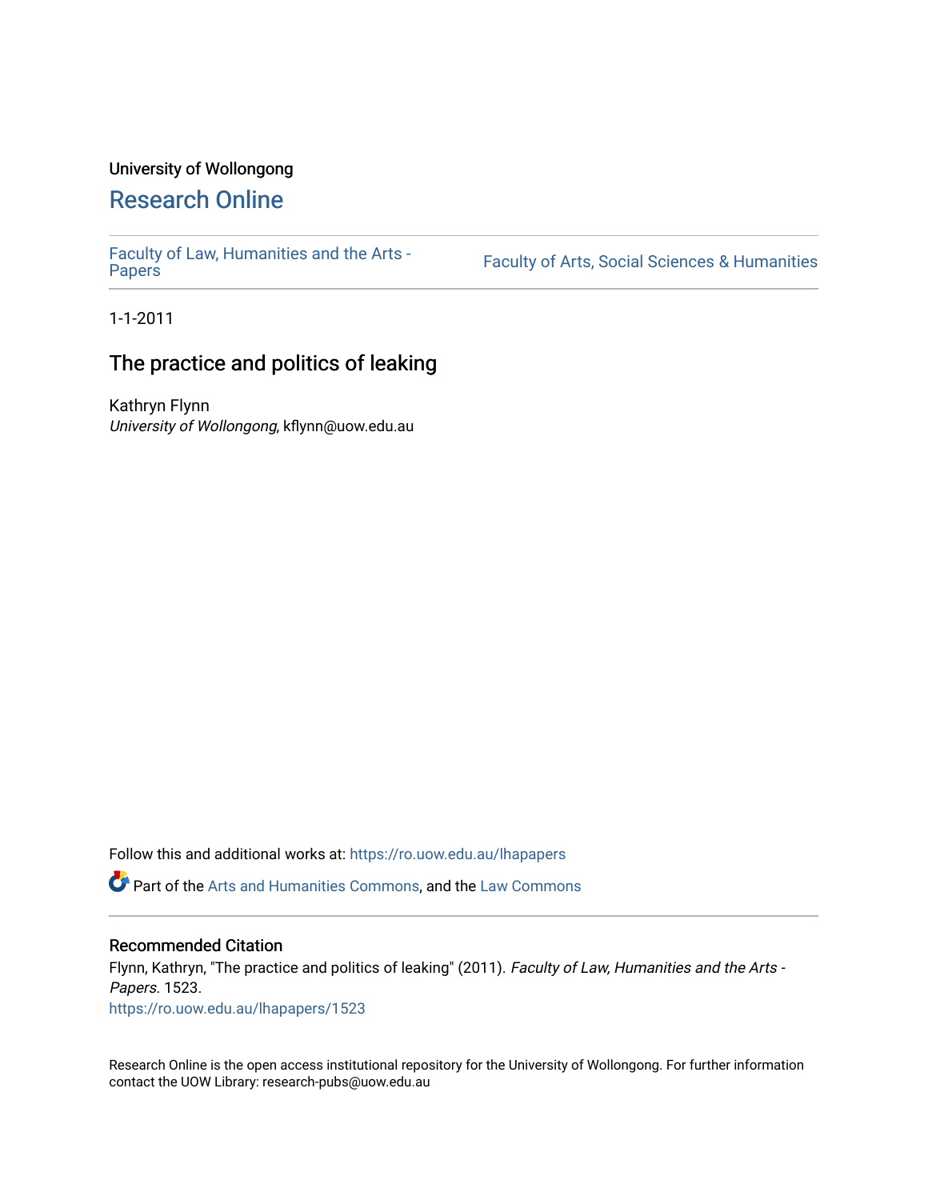University of Wollongong

# Research Online

Faculty of Law, Humanities and the Arts - Papers | Faculty of Arts, Social Sciences & Humanities

1-1-2011

## The practice and politics of leaking

Kathryn Flynn
*University of Wollongong*, kflynn@uow.edu.au

Follow this and additional works at: https://ro.uow.edu.au/lhapapers

Part of the Arts and Humanities Commons, and the Law Commons

### Recommended Citation

Flynn, Kathryn, "The practice and politics of leaking" (2011). *Faculty of Law, Humanities and the Arts - Papers*. 1523.
https://ro.uow.edu.au/lhapapers/1523

Research Online is the open access institutional repository for the University of Wollongong. For further information contact the UOW Library: research-pubs@uow.edu.au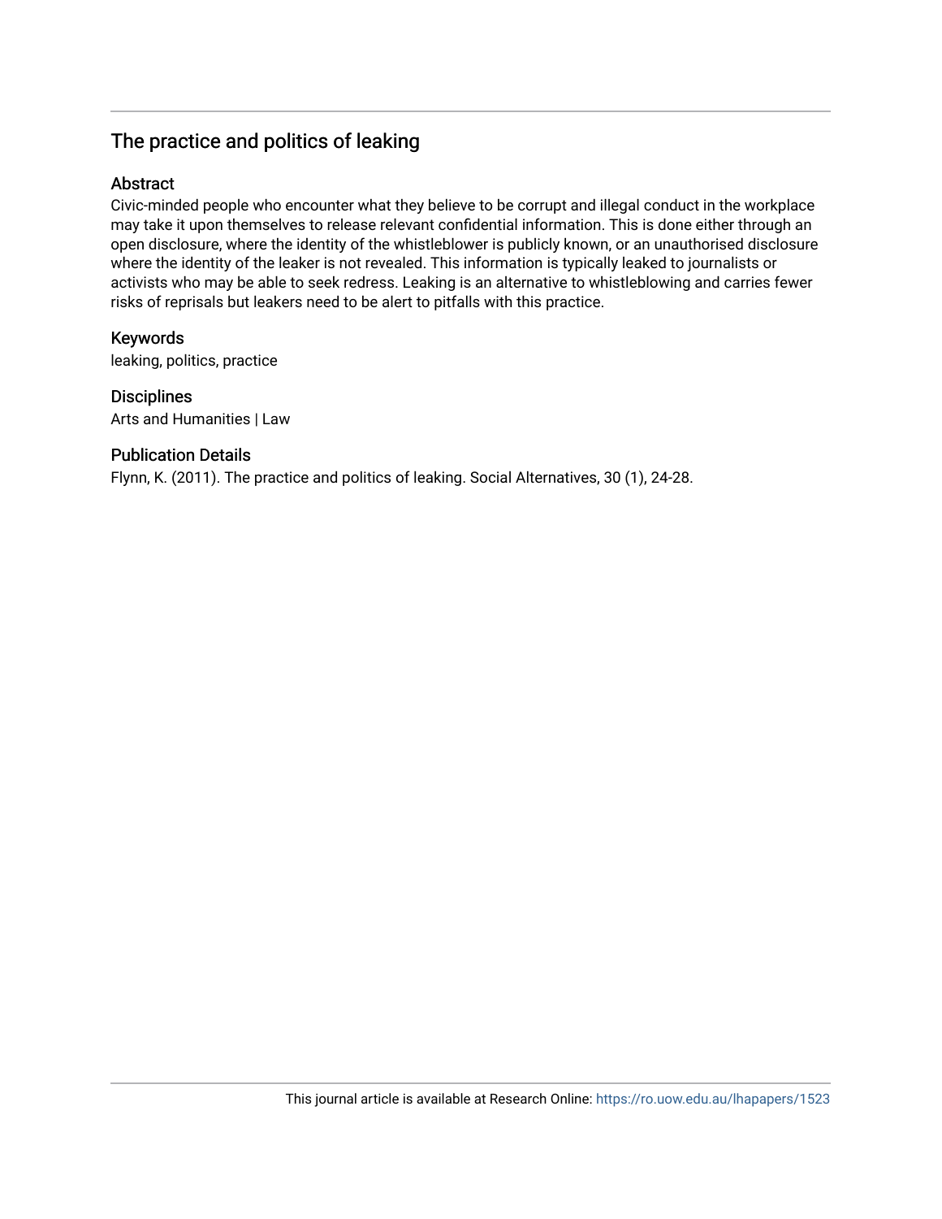# The practice and politics of leaking

## Abstract

Civic-minded people who encounter what they believe to be corrupt and illegal conduct in the workplace may take it upon themselves to release relevant confidential information. This is done either through an open disclosure, where the identity of the whistleblower is publicly known, or an unauthorised disclosure where the identity of the leaker is not revealed. This information is typically leaked to journalists or activists who may be able to seek redress. Leaking is an alternative to whistleblowing and carries fewer risks of reprisals but leakers need to be alert to pitfalls with this practice.

## Keywords

leaking, politics, practice

## Disciplines

Arts and Humanities | Law

## Publication Details

Flynn, K. (2011). The practice and politics of leaking. Social Alternatives, 30 (1), 24-28.

This journal article is available at Research Online: https://ro.uow.edu.au/lhapapers/1523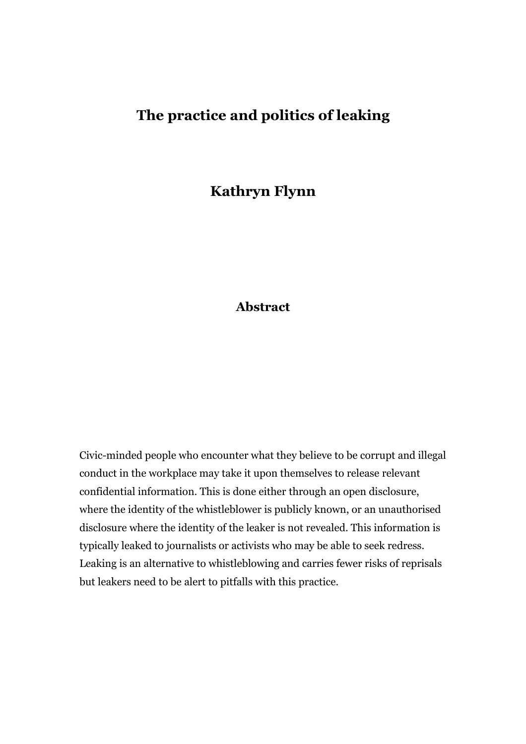# The practice and politics of leaking

## Kathryn Flynn

### Abstract

Civic-minded people who encounter what they believe to be corrupt and illegal conduct in the workplace may take it upon themselves to release relevant confidential information. This is done either through an open disclosure, where the identity of the whistleblower is publicly known, or an unauthorised disclosure where the identity of the leaker is not revealed. This information is typically leaked to journalists or activists who may be able to seek redress. Leaking is an alternative to whistleblowing and carries fewer risks of reprisals but leakers need to be alert to pitfalls with this practice.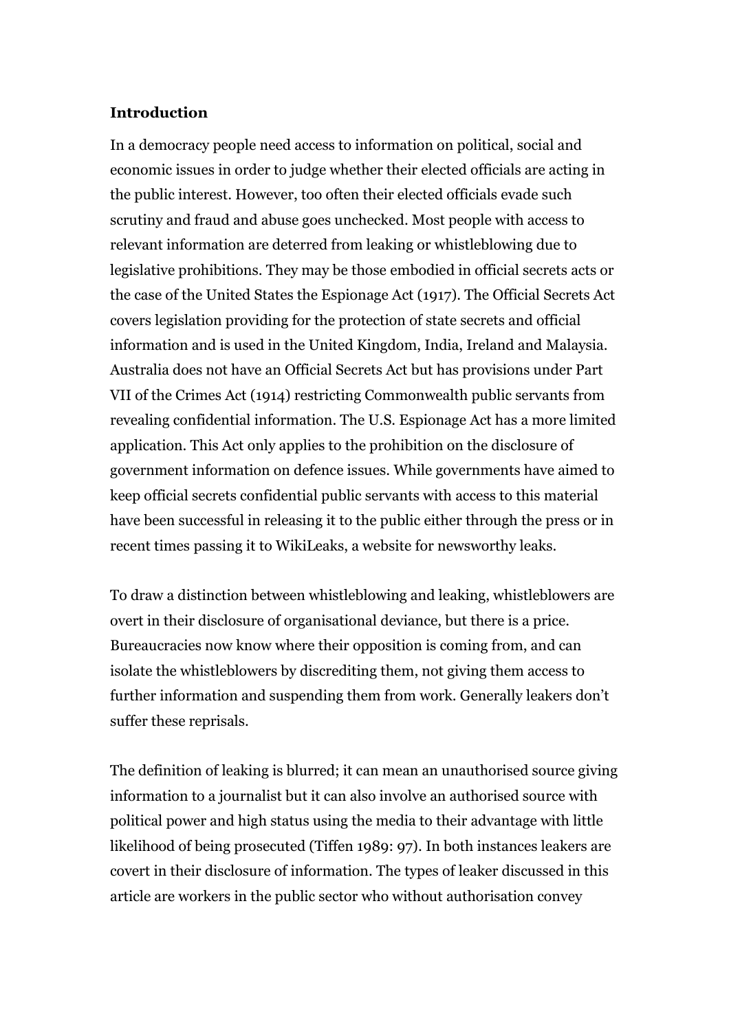**Introduction**

In a democracy people need access to information on political, social and economic issues in order to judge whether their elected officials are acting in the public interest. However, too often their elected officials evade such scrutiny and fraud and abuse goes unchecked. Most people with access to relevant information are deterred from leaking or whistleblowing due to legislative prohibitions. They may be those embodied in official secrets acts or the case of the United States the Espionage Act (1917). The Official Secrets Act covers legislation providing for the protection of state secrets and official information and is used in the United Kingdom, India, Ireland and Malaysia. Australia does not have an Official Secrets Act but has provisions under Part VII of the Crimes Act (1914) restricting Commonwealth public servants from revealing confidential information. The U.S. Espionage Act has a more limited application. This Act only applies to the prohibition on the disclosure of government information on defence issues. While governments have aimed to keep official secrets confidential public servants with access to this material have been successful in releasing it to the public either through the press or in recent times passing it to WikiLeaks, a website for newsworthy leaks.

To draw a distinction between whistleblowing and leaking, whistleblowers are overt in their disclosure of organisational deviance, but there is a price. Bureaucracies now know where their opposition is coming from, and can isolate the whistleblowers by discrediting them, not giving them access to further information and suspending them from work. Generally leakers don't suffer these reprisals.

The definition of leaking is blurred; it can mean an unauthorised source giving information to a journalist but it can also involve an authorised source with political power and high status using the media to their advantage with little likelihood of being prosecuted (Tiffen 1989: 97). In both instances leakers are covert in their disclosure of information. The types of leaker discussed in this article are workers in the public sector who without authorisation convey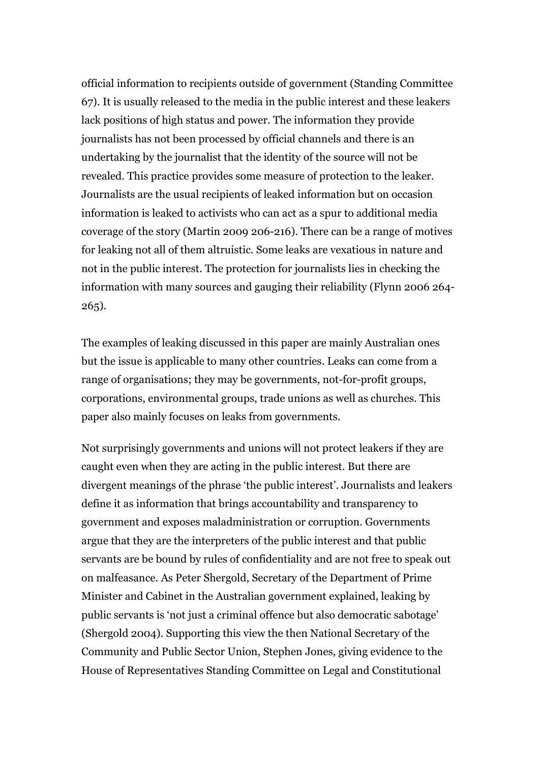official information to recipients outside of government (Standing Committee 67). It is usually released to the media in the public interest and these leakers lack positions of high status and power. The information they provide journalists has not been processed by official channels and there is an undertaking by the journalist that the identity of the source will not be revealed. This practice provides some measure of protection to the leaker. Journalists are the usual recipients of leaked information but on occasion information is leaked to activists who can act as a spur to additional media coverage of the story (Martin 2009 206-216). There can be a range of motives for leaking not all of them altruistic. Some leaks are vexatious in nature and not in the public interest. The protection for journalists lies in checking the information with many sources and gauging their reliability (Flynn 2006 264-265).

The examples of leaking discussed in this paper are mainly Australian ones but the issue is applicable to many other countries. Leaks can come from a range of organisations; they may be governments, not-for-profit groups, corporations, environmental groups, trade unions as well as churches. This paper also mainly focuses on leaks from governments.

Not surprisingly governments and unions will not protect leakers if they are caught even when they are acting in the public interest. But there are divergent meanings of the phrase 'the public interest'. Journalists and leakers define it as information that brings accountability and transparency to government and exposes maladministration or corruption. Governments argue that they are the interpreters of the public interest and that public servants are be bound by rules of confidentiality and are not free to speak out on malfeasance. As Peter Shergold, Secretary of the Department of Prime Minister and Cabinet in the Australian government explained, leaking by public servants is 'not just a criminal offence but also democratic sabotage' (Shergold 2004). Supporting this view the then National Secretary of the Community and Public Sector Union, Stephen Jones, giving evidence to the House of Representatives Standing Committee on Legal and Constitutional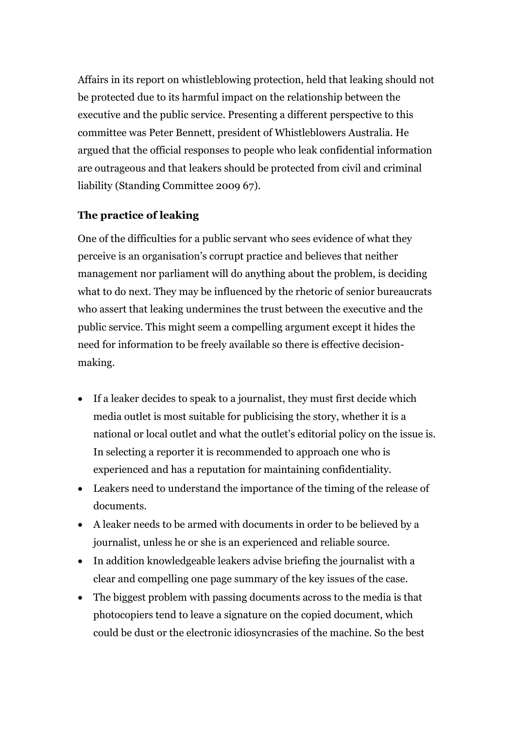Affairs in its report on whistleblowing protection, held that leaking should not be protected due to its harmful impact on the relationship between the executive and the public service. Presenting a different perspective to this committee was Peter Bennett, president of Whistleblowers Australia. He argued that the official responses to people who leak confidential information are outrageous and that leakers should be protected from civil and criminal liability (Standing Committee 2009 67).

**The practice of leaking**

One of the difficulties for a public servant who sees evidence of what they perceive is an organisation's corrupt practice and believes that neither management nor parliament will do anything about the problem, is deciding what to do next. They may be influenced by the rhetoric of senior bureaucrats who assert that leaking undermines the trust between the executive and the public service. This might seem a compelling argument except it hides the need for information to be freely available so there is effective decision-making.

- If a leaker decides to speak to a journalist, they must first decide which media outlet is most suitable for publicising the story, whether it is a national or local outlet and what the outlet's editorial policy on the issue is. In selecting a reporter it is recommended to approach one who is experienced and has a reputation for maintaining confidentiality.
- Leakers need to understand the importance of the timing of the release of documents.
- A leaker needs to be armed with documents in order to be believed by a journalist, unless he or she is an experienced and reliable source.
- In addition knowledgeable leakers advise briefing the journalist with a clear and compelling one page summary of the key issues of the case.
- The biggest problem with passing documents across to the media is that photocopiers tend to leave a signature on the copied document, which could be dust or the electronic idiosyncrasies of the machine. So the best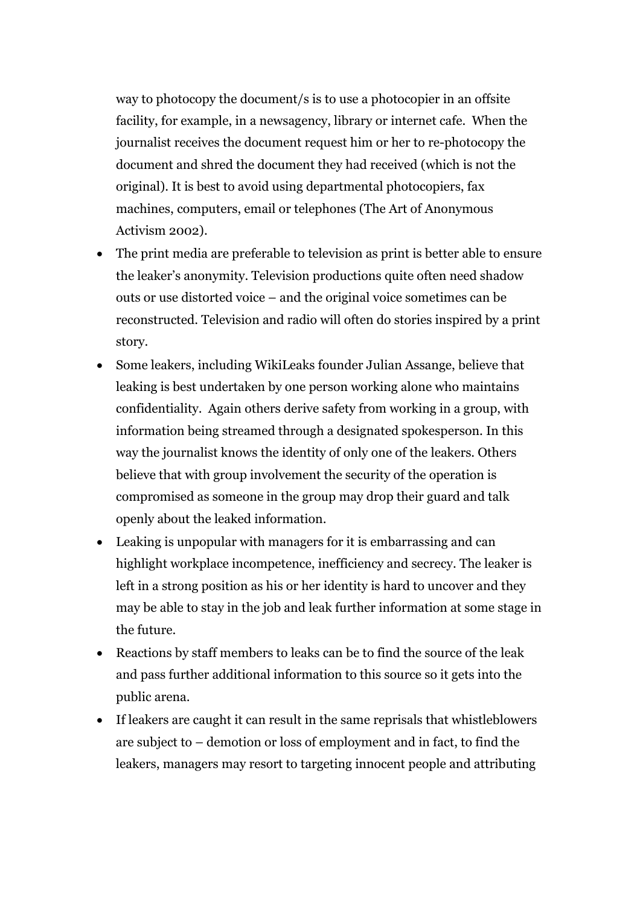way to photocopy the document/s is to use a photocopier in an offsite facility, for example, in a newsagency, library or internet cafe. When the journalist receives the document request him or her to re-photocopy the document and shred the document they had received (which is not the original). It is best to avoid using departmental photocopiers, fax machines, computers, email or telephones (The Art of Anonymous Activism 2002).

- The print media are preferable to television as print is better able to ensure the leaker's anonymity. Television productions quite often need shadow outs or use distorted voice – and the original voice sometimes can be reconstructed. Television and radio will often do stories inspired by a print story.
- Some leakers, including WikiLeaks founder Julian Assange, believe that leaking is best undertaken by one person working alone who maintains confidentiality. Again others derive safety from working in a group, with information being streamed through a designated spokesperson. In this way the journalist knows the identity of only one of the leakers. Others believe that with group involvement the security of the operation is compromised as someone in the group may drop their guard and talk openly about the leaked information.
- Leaking is unpopular with managers for it is embarrassing and can highlight workplace incompetence, inefficiency and secrecy. The leaker is left in a strong position as his or her identity is hard to uncover and they may be able to stay in the job and leak further information at some stage in the future.
- Reactions by staff members to leaks can be to find the source of the leak and pass further additional information to this source so it gets into the public arena.
- If leakers are caught it can result in the same reprisals that whistleblowers are subject to – demotion or loss of employment and in fact, to find the leakers, managers may resort to targeting innocent people and attributing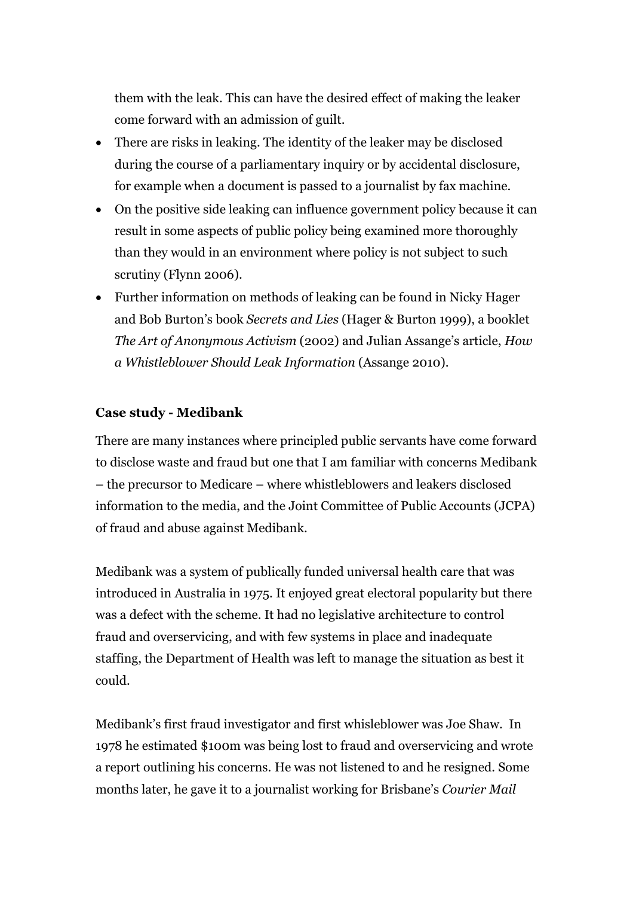them with the leak. This can have the desired effect of making the leaker come forward with an admission of guilt.

- There are risks in leaking. The identity of the leaker may be disclosed during the course of a parliamentary inquiry or by accidental disclosure, for example when a document is passed to a journalist by fax machine.
- On the positive side leaking can influence government policy because it can result in some aspects of public policy being examined more thoroughly than they would in an environment where policy is not subject to such scrutiny (Flynn 2006).
- Further information on methods of leaking can be found in Nicky Hager and Bob Burton's book *Secrets and Lies* (Hager & Burton 1999), a booklet *The Art of Anonymous Activism* (2002) and Julian Assange's article, *How a Whistleblower Should Leak Information* (Assange 2010).

**Case study - Medibank**

There are many instances where principled public servants have come forward to disclose waste and fraud but one that I am familiar with concerns Medibank – the precursor to Medicare – where whistleblowers and leakers disclosed information to the media, and the Joint Committee of Public Accounts (JCPA) of fraud and abuse against Medibank.

Medibank was a system of publically funded universal health care that was introduced in Australia in 1975. It enjoyed great electoral popularity but there was a defect with the scheme. It had no legislative architecture to control fraud and overservicing, and with few systems in place and inadequate staffing, the Department of Health was left to manage the situation as best it could.

Medibank's first fraud investigator and first whisleblower was Joe Shaw. In 1978 he estimated $100m was being lost to fraud and overservicing and wrote a report outlining his concerns. He was not listened to and he resigned. Some months later, he gave it to a journalist working for Brisbane's *Courier Mail*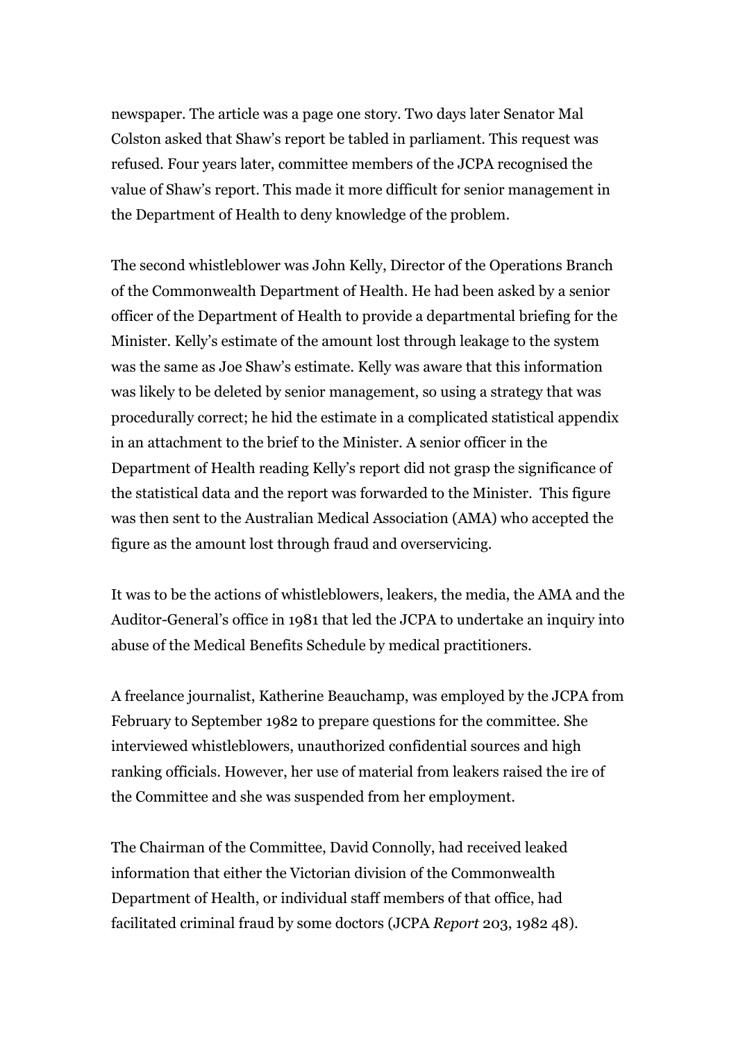newspaper. The article was a page one story. Two days later Senator Mal Colston asked that Shaw's report be tabled in parliament. This request was refused. Four years later, committee members of the JCPA recognised the value of Shaw's report. This made it more difficult for senior management in the Department of Health to deny knowledge of the problem.

The second whistleblower was John Kelly, Director of the Operations Branch of the Commonwealth Department of Health. He had been asked by a senior officer of the Department of Health to provide a departmental briefing for the Minister. Kelly's estimate of the amount lost through leakage to the system was the same as Joe Shaw's estimate. Kelly was aware that this information was likely to be deleted by senior management, so using a strategy that was procedurally correct; he hid the estimate in a complicated statistical appendix in an attachment to the brief to the Minister. A senior officer in the Department of Health reading Kelly's report did not grasp the significance of the statistical data and the report was forwarded to the Minister. This figure was then sent to the Australian Medical Association (AMA) who accepted the figure as the amount lost through fraud and overservicing.

It was to be the actions of whistleblowers, leakers, the media, the AMA and the Auditor-General's office in 1981 that led the JCPA to undertake an inquiry into abuse of the Medical Benefits Schedule by medical practitioners.

A freelance journalist, Katherine Beauchamp, was employed by the JCPA from February to September 1982 to prepare questions for the committee. She interviewed whistleblowers, unauthorized confidential sources and high ranking officials. However, her use of material from leakers raised the ire of the Committee and she was suspended from her employment.

The Chairman of the Committee, David Connolly, had received leaked information that either the Victorian division of the Commonwealth Department of Health, or individual staff members of that office, had facilitated criminal fraud by some doctors (JCPA *Report* 203, 1982 48).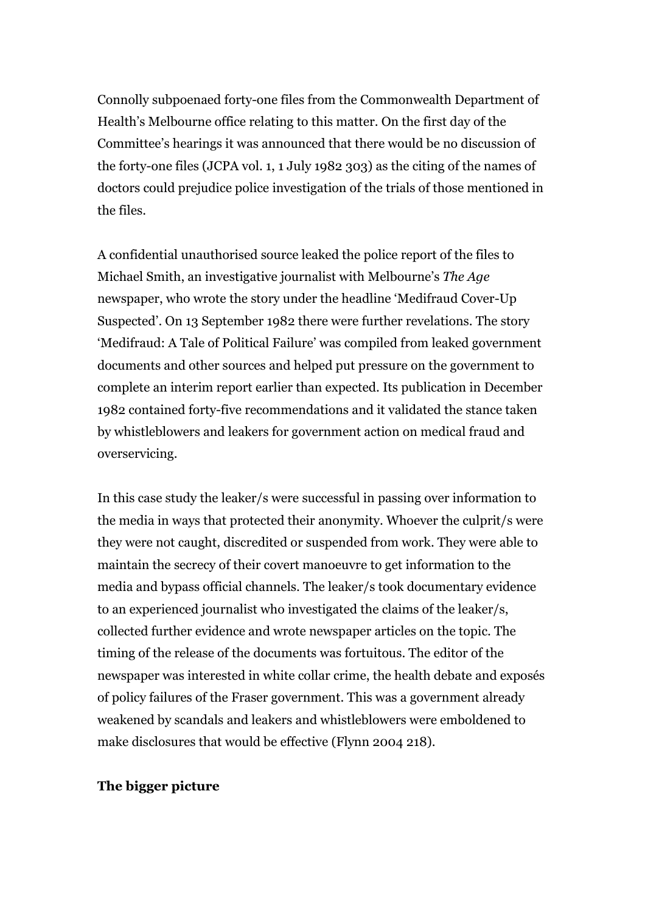Connolly subpoenaed forty-one files from the Commonwealth Department of Health's Melbourne office relating to this matter. On the first day of the Committee's hearings it was announced that there would be no discussion of the forty-one files (JCPA vol. 1, 1 July 1982 303) as the citing of the names of doctors could prejudice police investigation of the trials of those mentioned in the files.

A confidential unauthorised source leaked the police report of the files to Michael Smith, an investigative journalist with Melbourne's *The Age* newspaper, who wrote the story under the headline 'Medifraud Cover-Up Suspected'. On 13 September 1982 there were further revelations. The story 'Medifraud: A Tale of Political Failure' was compiled from leaked government documents and other sources and helped put pressure on the government to complete an interim report earlier than expected. Its publication in December 1982 contained forty-five recommendations and it validated the stance taken by whistleblowers and leakers for government action on medical fraud and overservicing.

In this case study the leaker/s were successful in passing over information to the media in ways that protected their anonymity. Whoever the culprit/s were they were not caught, discredited or suspended from work. They were able to maintain the secrecy of their covert manoeuvre to get information to the media and bypass official channels. The leaker/s took documentary evidence to an experienced journalist who investigated the claims of the leaker/s, collected further evidence and wrote newspaper articles on the topic. The timing of the release of the documents was fortuitous. The editor of the newspaper was interested in white collar crime, the health debate and exposés of policy failures of the Fraser government. This was a government already weakened by scandals and leakers and whistleblowers were emboldened to make disclosures that would be effective (Flynn 2004 218).

**The bigger picture**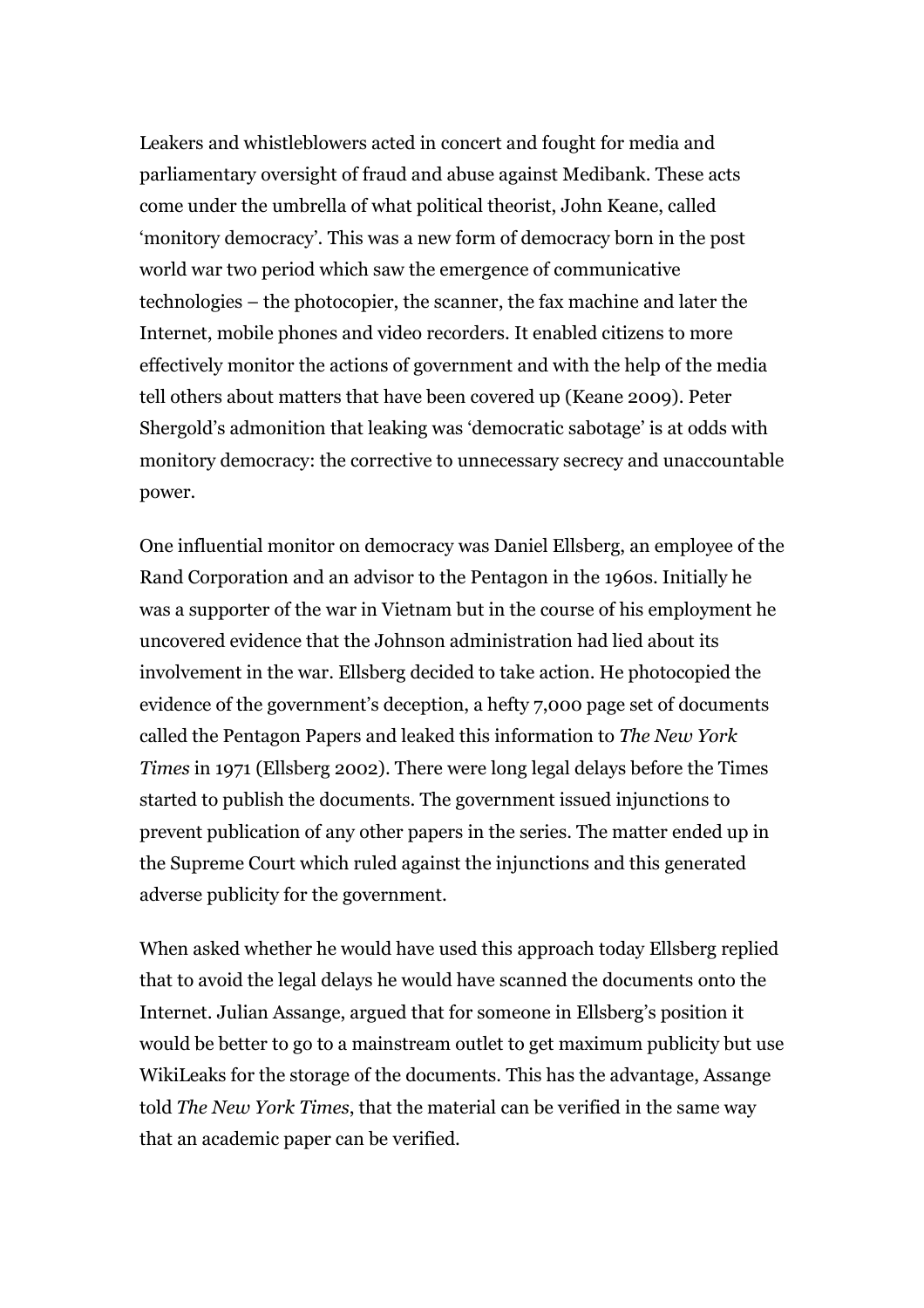Leakers and whistleblowers acted in concert and fought for media and parliamentary oversight of fraud and abuse against Medibank. These acts come under the umbrella of what political theorist, John Keane, called 'monitory democracy'. This was a new form of democracy born in the post world war two period which saw the emergence of communicative technologies – the photocopier, the scanner, the fax machine and later the Internet, mobile phones and video recorders. It enabled citizens to more effectively monitor the actions of government and with the help of the media tell others about matters that have been covered up (Keane 2009). Peter Shergold's admonition that leaking was 'democratic sabotage' is at odds with monitory democracy: the corrective to unnecessary secrecy and unaccountable power.

One influential monitor on democracy was Daniel Ellsberg, an employee of the Rand Corporation and an advisor to the Pentagon in the 1960s. Initially he was a supporter of the war in Vietnam but in the course of his employment he uncovered evidence that the Johnson administration had lied about its involvement in the war. Ellsberg decided to take action. He photocopied the evidence of the government's deception, a hefty 7,000 page set of documents called the Pentagon Papers and leaked this information to *The New York Times* in 1971 (Ellsberg 2002). There were long legal delays before the Times started to publish the documents. The government issued injunctions to prevent publication of any other papers in the series. The matter ended up in the Supreme Court which ruled against the injunctions and this generated adverse publicity for the government.

When asked whether he would have used this approach today Ellsberg replied that to avoid the legal delays he would have scanned the documents onto the Internet. Julian Assange, argued that for someone in Ellsberg's position it would be better to go to a mainstream outlet to get maximum publicity but use WikiLeaks for the storage of the documents. This has the advantage, Assange told *The New York Times*, that the material can be verified in the same way that an academic paper can be verified.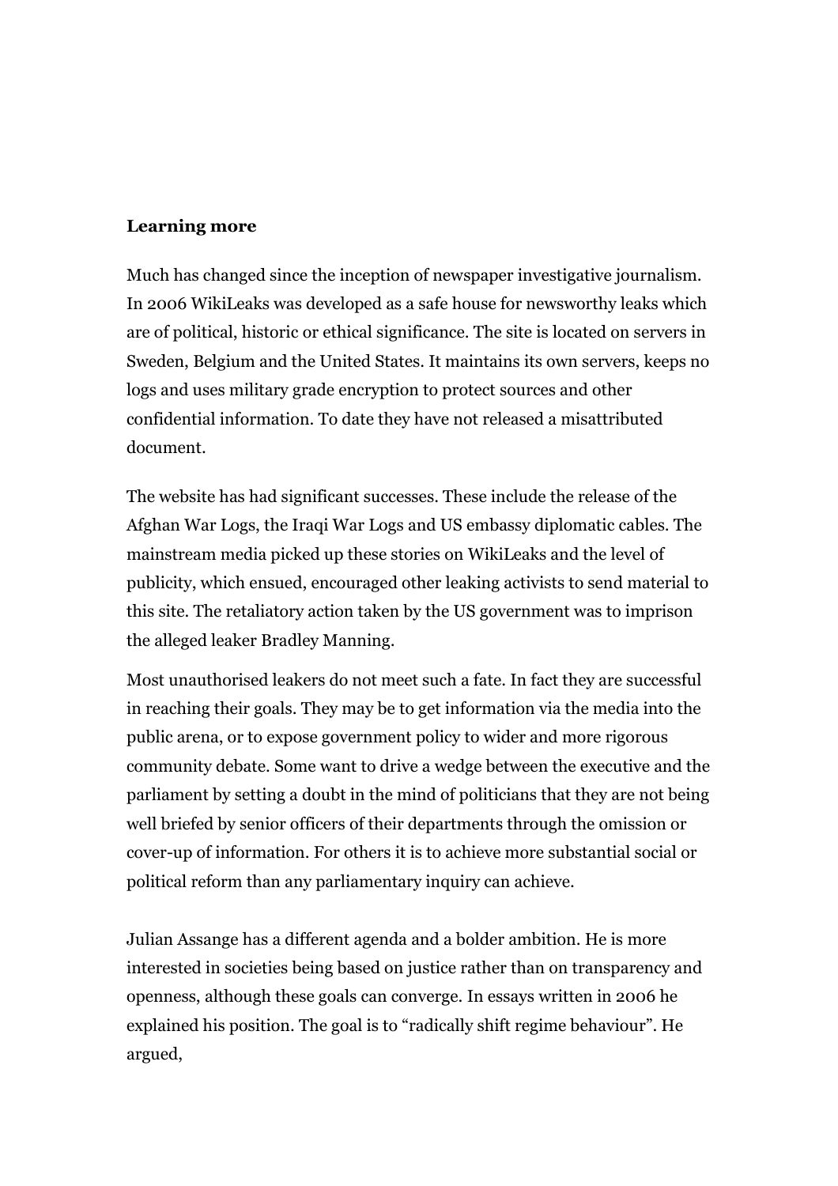**Learning more**

Much has changed since the inception of newspaper investigative journalism. In 2006 WikiLeaks was developed as a safe house for newsworthy leaks which are of political, historic or ethical significance. The site is located on servers in Sweden, Belgium and the United States. It maintains its own servers, keeps no logs and uses military grade encryption to protect sources and other confidential information. To date they have not released a misattributed document.

The website has had significant successes. These include the release of the Afghan War Logs, the Iraqi War Logs and US embassy diplomatic cables. The mainstream media picked up these stories on WikiLeaks and the level of publicity, which ensued, encouraged other leaking activists to send material to this site. The retaliatory action taken by the US government was to imprison the alleged leaker Bradley Manning.

Most unauthorised leakers do not meet such a fate. In fact they are successful in reaching their goals. They may be to get information via the media into the public arena, or to expose government policy to wider and more rigorous community debate. Some want to drive a wedge between the executive and the parliament by setting a doubt in the mind of politicians that they are not being well briefed by senior officers of their departments through the omission or cover-up of information. For others it is to achieve more substantial social or political reform than any parliamentary inquiry can achieve.

Julian Assange has a different agenda and a bolder ambition. He is more interested in societies being based on justice rather than on transparency and openness, although these goals can converge. In essays written in 2006 he explained his position. The goal is to "radically shift regime behaviour". He argued,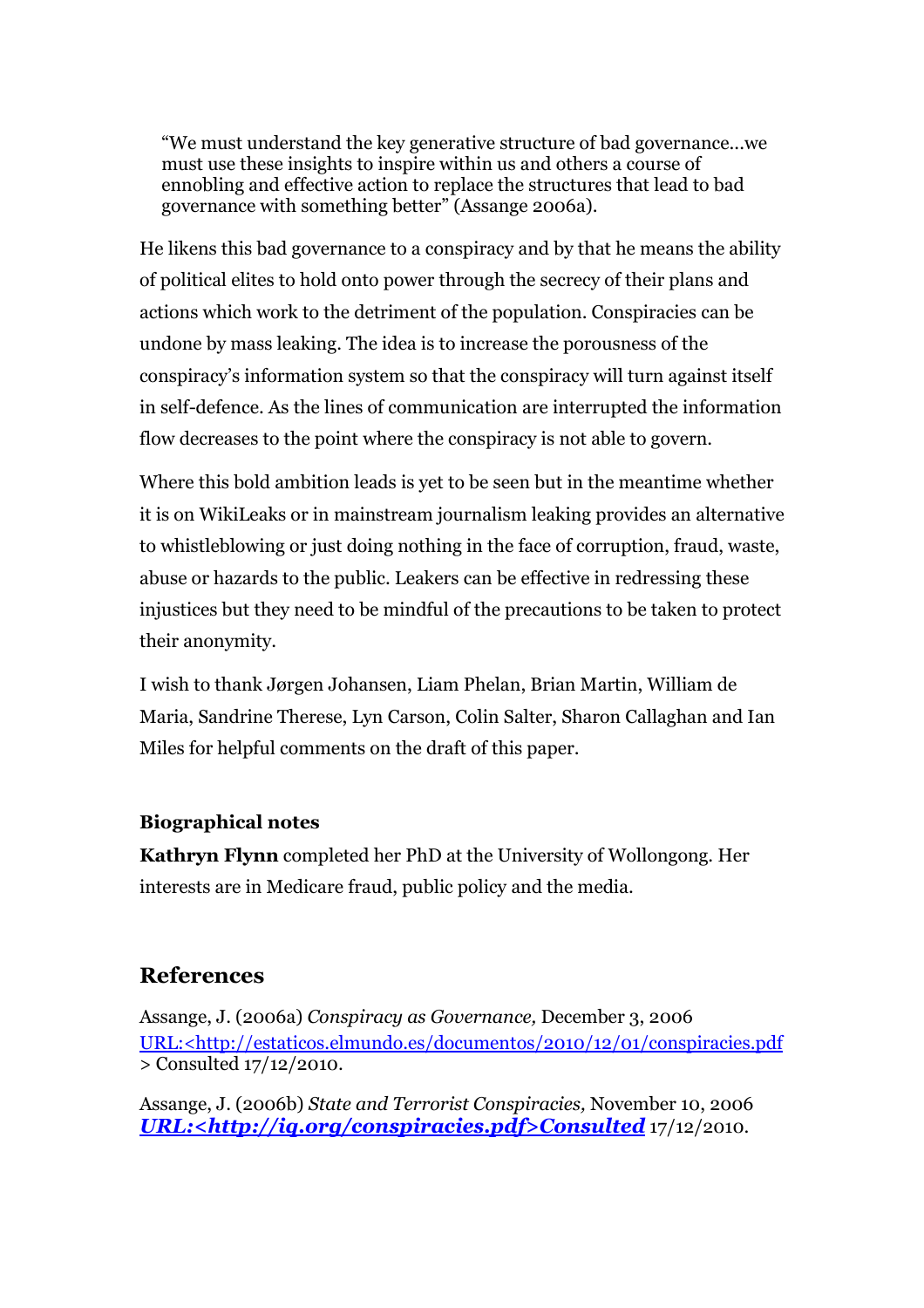> "We must understand the key generative structure of bad governance...we must use these insights to inspire within us and others a course of ennobling and effective action to replace the structures that lead to bad governance with something better" (Assange 2006a).

He likens this bad governance to a conspiracy and by that he means the ability of political elites to hold onto power through the secrecy of their plans and actions which work to the detriment of the population. Conspiracies can be undone by mass leaking. The idea is to increase the porousness of the conspiracy's information system so that the conspiracy will turn against itself in self-defence. As the lines of communication are interrupted the information flow decreases to the point where the conspiracy is not able to govern.

Where this bold ambition leads is yet to be seen but in the meantime whether it is on WikiLeaks or in mainstream journalism leaking provides an alternative to whistleblowing or just doing nothing in the face of corruption, fraud, waste, abuse or hazards to the public. Leakers can be effective in redressing these injustices but they need to be mindful of the precautions to be taken to protect their anonymity.

I wish to thank Jørgen Johansen, Liam Phelan, Brian Martin, William de Maria, Sandrine Therese, Lyn Carson, Colin Salter, Sharon Callaghan and Ian Miles for helpful comments on the draft of this paper.

**Biographical notes**

**Kathryn Flynn** completed her PhD at the University of Wollongong. Her interests are in Medicare fraud, public policy and the media.

## References

Assange, J. (2006a) *Conspiracy as Governance,* December 3, 2006 URL:<http://estaticos.elmundo.es/documentos/2010/12/01/conspiracies.pdf > Consulted 17/12/2010.

Assange, J. (2006b) *State and Terrorist Conspiracies,* November 10, 2006 ***URL:<http://iq.org/conspiracies.pdf>Consulted*** 17/12/2010.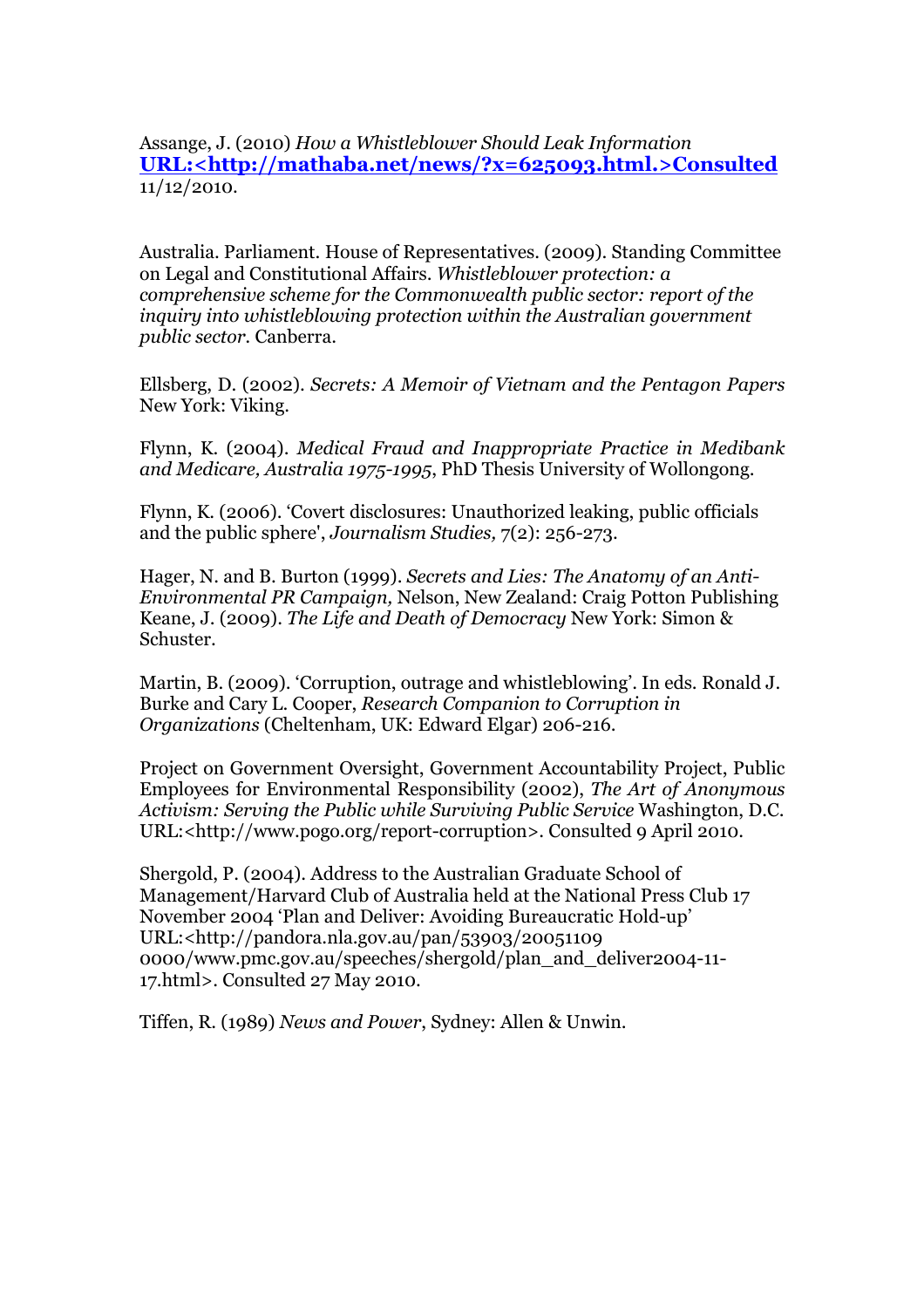Assange, J. (2010) *How a Whistleblower Should Leak Information* **URL:<http://mathaba.net/news/?x=625093.html.>Consulted** 11/12/2010.

Australia. Parliament. House of Representatives. (2009). Standing Committee on Legal and Constitutional Affairs. *Whistleblower protection: a comprehensive scheme for the Commonwealth public sector: report of the inquiry into whistleblowing protection within the Australian government public sector.* Canberra.

Ellsberg, D. (2002). *Secrets: A Memoir of Vietnam and the Pentagon Papers* New York: Viking.

Flynn, K. (2004). *Medical Fraud and Inappropriate Practice in Medibank and Medicare, Australia 1975-1995*, PhD Thesis University of Wollongong.

Flynn, K. (2006). 'Covert disclosures: Unauthorized leaking, public officials and the public sphere', *Journalism Studies,* 7(2): 256-273.

Hager, N. and B. Burton (1999). *Secrets and Lies: The Anatomy of an Anti-Environmental PR Campaign,* Nelson, New Zealand: Craig Potton Publishing
Keane, J. (2009). *The Life and Death of Democracy* New York: Simon & Schuster.

Martin, B. (2009). 'Corruption, outrage and whistleblowing'. In eds. Ronald J. Burke and Cary L. Cooper, *Research Companion to Corruption in Organizations* (Cheltenham, UK: Edward Elgar) 206-216.

Project on Government Oversight, Government Accountability Project, Public Employees for Environmental Responsibility (2002), *The Art of Anonymous Activism: Serving the Public while Surviving Public Service* Washington, D.C. URL:<http://www.pogo.org/report-corruption>. Consulted 9 April 2010.

Shergold, P. (2004). Address to the Australian Graduate School of Management/Harvard Club of Australia held at the National Press Club 17 November 2004 'Plan and Deliver: Avoiding Bureaucratic Hold-up' URL:<http://pandora.nla.gov.au/pan/53903/20051109 0000/www.pmc.gov.au/speeches/shergold/plan_and_deliver2004-11-17.html>. Consulted 27 May 2010.

Tiffen, R. (1989) *News and Power*, Sydney: Allen & Unwin.